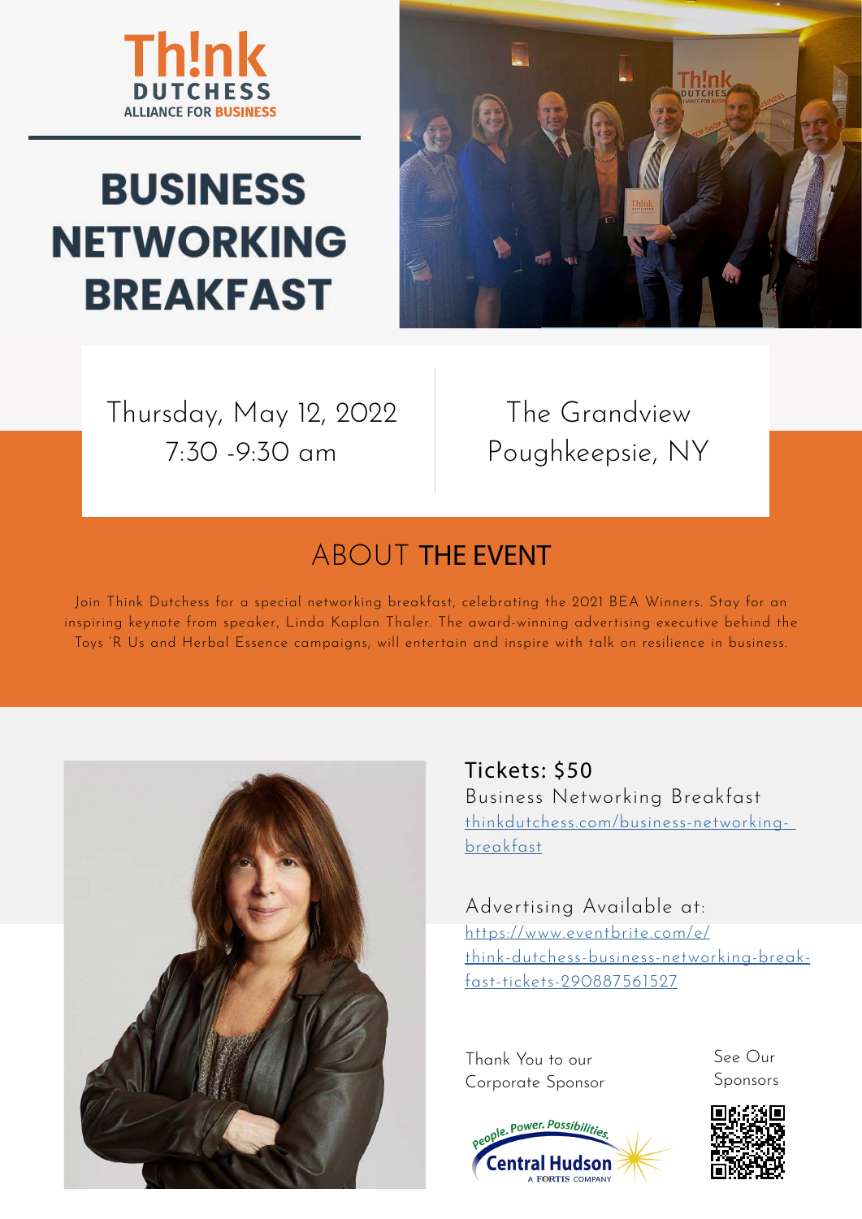Th!nk DUTCHESS ALLIANCE FOR BUSINESS

# BUSINESS NETWORKING BREAKFAST

Thursday, May 12, 2022
7:30 -9:30 am

The Grandview
Poughkeepsie, NY

## ABOUT THE EVENT

Join Think Dutchess for a special networking breakfast, celebrating the 2021 BEA Winners. Stay for an inspiring keynote from speaker, Linda Kaplan Thaler. The award-winning advertising executive behind the Toys 'R Us and Herbal Essence campaigns, will entertain and inspire with talk on resilience in business.

**Tickets: $50**
Business Networking Breakfast
thinkdutchess.com/business-networking-breakfast

Advertising Available at:
https://www.eventbrite.com/e/think-dutchess-business-networking-break-fast-tickets-290887561527

Thank You to our Corporate Sponsor

People. Power. Possibilities. Central Hudson A FORTIS COMPANY

See Our Sponsors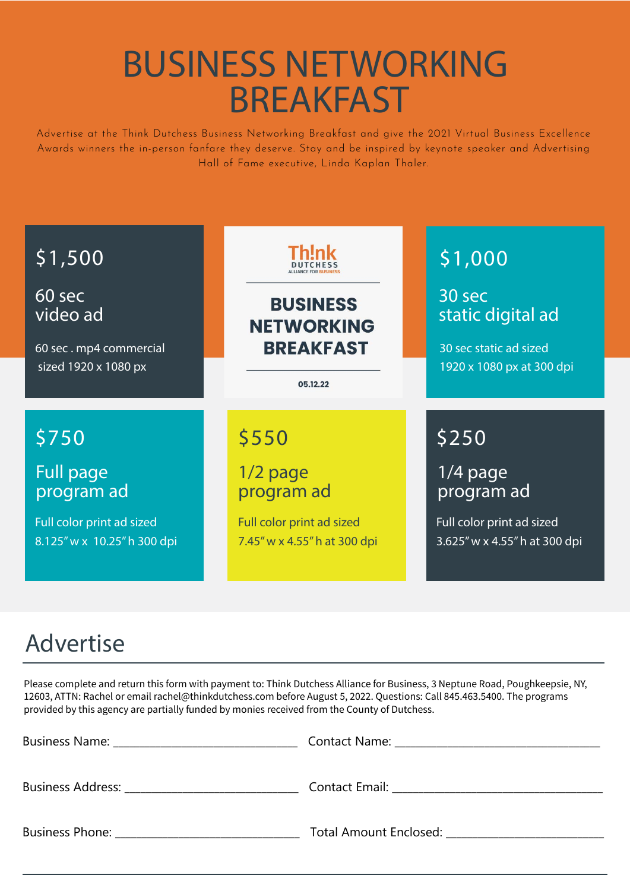# BUSINESS NETWORKING BREAKFAST

Advertise at the Think Dutchess Business Networking Breakfast and give the 2021 Virtual Business Excellence Awards winners the in-person fanfare they deserve. Stay and be inspired by keynote speaker and Advertising Hall of Fame executive, Linda Kaplan Thaler.

**$1,500**

**60 sec video ad**

60 sec . mp4 commercial sized 1920 x 1080 px

Th!nk DUTCHESS ALLIANCE FOR BUSINESS

**BUSINESS NETWORKING BREAKFAST**

05.12.22

**$1,000**

**30 sec static digital ad**

30 sec static ad sized 1920 x 1080 px at 300 dpi

**$750**

**Full page program ad**

Full color print ad sized 8.125" w x 10.25" h 300 dpi

**$550**

**1/2 page program ad**

Full color print ad sized 7.45" w x 4.55" h at 300 dpi

**$250**

**1/4 page program ad**

Full color print ad sized 3.625" w x 4.55" h at 300 dpi

## Advertise

Please complete and return this form with payment to: Think Dutchess Alliance for Business, 3 Neptune Road, Poughkeepsie, NY, 12603, ATTN: Rachel or email rachel@thinkdutchess.com before August 5, 2022. Questions: Call 845.463.5400. The programs provided by this agency are partially funded by monies received from the County of Dutchess.

Business Name: ____________________________ Contact Name: ______________________________

Business Address: __________________________ Contact Email: ______________________________

Business Phone: ___________________________ Total Amount Enclosed: _______________________